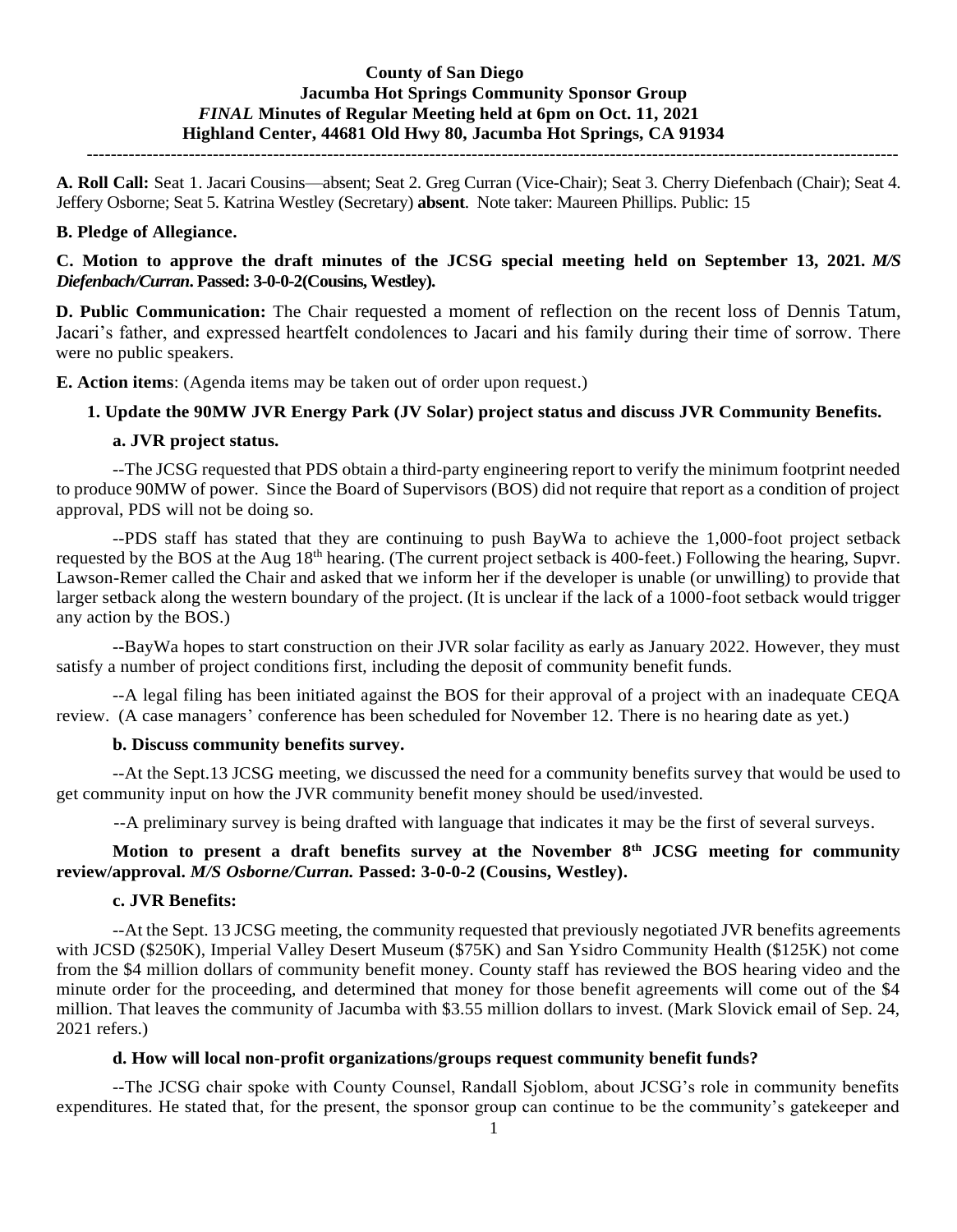**County of San Diego**
**Jacumba Hot Springs Community Sponsor Group**
***FINAL* Minutes of Regular Meeting held at 6pm on Oct. 11, 2021**
**Highland Center, 44681 Old Hwy 80, Jacumba Hot Springs, CA 91934**

---

**A. Roll Call:** Seat 1. Jacari Cousins—absent; Seat 2. Greg Curran (Vice-Chair); Seat 3. Cherry Diefenbach (Chair); Seat 4. Jeffery Osborne; Seat 5. Katrina Westley (Secretary) **absent**. Note taker: Maureen Phillips. Public: 15

**B. Pledge of Allegiance.**

**C. Motion to approve the draft minutes of the JCSG special meeting held on September 13, 2021.** ***M/S Diefenbach/Curran.*** **Passed: 3-0-0-2(Cousins, Westley).**

**D. Public Communication:** The Chair requested a moment of reflection on the recent loss of Dennis Tatum, Jacari's father, and expressed heartfelt condolences to Jacari and his family during their time of sorrow. There were no public speakers.

**E. Action items**: (Agenda items may be taken out of order upon request.)

**1. Update the 90MW JVR Energy Park (JV Solar) project status and discuss JVR Community Benefits.**

**a. JVR project status.**

--The JCSG requested that PDS obtain a third-party engineering report to verify the minimum footprint needed to produce 90MW of power. Since the Board of Supervisors (BOS) did not require that report as a condition of project approval, PDS will not be doing so.

--PDS staff has stated that they are continuing to push BayWa to achieve the 1,000-foot project setback requested by the BOS at the Aug 18th hearing. (The current project setback is 400-feet.) Following the hearing, Supvr. Lawson-Remer called the Chair and asked that we inform her if the developer is unable (or unwilling) to provide that larger setback along the western boundary of the project. (It is unclear if the lack of a 1000-foot setback would trigger any action by the BOS.)

--BayWa hopes to start construction on their JVR solar facility as early as January 2022. However, they must satisfy a number of project conditions first, including the deposit of community benefit funds.

--A legal filing has been initiated against the BOS for their approval of a project with an inadequate CEQA review. (A case managers' conference has been scheduled for November 12. There is no hearing date as yet.)

**b. Discuss community benefits survey.**

--At the Sept.13 JCSG meeting, we discussed the need for a community benefits survey that would be used to get community input on how the JVR community benefit money should be used/invested.

--A preliminary survey is being drafted with language that indicates it may be the first of several surveys.

**Motion to present a draft benefits survey at the November 8th JCSG meeting for community review/approval.** ***M/S Osborne/Curran.*** **Passed: 3-0-0-2 (Cousins, Westley).**

**c. JVR Benefits:**

--At the Sept. 13 JCSG meeting, the community requested that previously negotiated JVR benefits agreements with JCSD ($250K), Imperial Valley Desert Museum ($75K) and San Ysidro Community Health ($125K) not come from the $4 million dollars of community benefit money. County staff has reviewed the BOS hearing video and the minute order for the proceeding, and determined that money for those benefit agreements will come out of the $4 million. That leaves the community of Jacumba with $3.55 million dollars to invest. (Mark Slovick email of Sep. 24, 2021 refers.)

**d. How will local non-profit organizations/groups request community benefit funds?**

--The JCSG chair spoke with County Counsel, Randall Sjoblom, about JCSG's role in community benefits expenditures. He stated that, for the present, the sponsor group can continue to be the community's gatekeeper and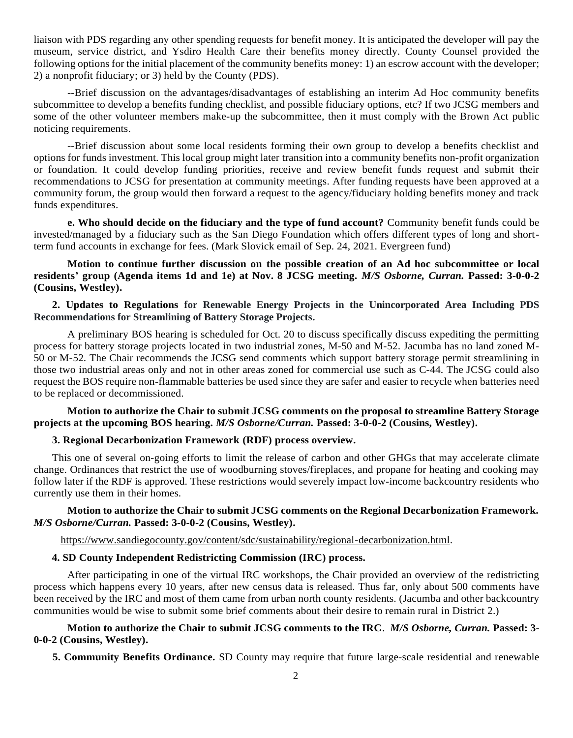liaison with PDS regarding any other spending requests for benefit money. It is anticipated the developer will pay the museum, service district, and Ysdiro Health Care their benefits money directly. County Counsel provided the following options for the initial placement of the community benefits money: 1) an escrow account with the developer; 2) a nonprofit fiduciary; or 3) held by the County (PDS).

--Brief discussion on the advantages/disadvantages of establishing an interim Ad Hoc community benefits subcommittee to develop a benefits funding checklist, and possible fiduciary options, etc? If two JCSG members and some of the other volunteer members make-up the subcommittee, then it must comply with the Brown Act public noticing requirements.

--Brief discussion about some local residents forming their own group to develop a benefits checklist and options for funds investment. This local group might later transition into a community benefits non-profit organization or foundation. It could develop funding priorities, receive and review benefit funds request and submit their recommendations to JCSG for presentation at community meetings. After funding requests have been approved at a community forum, the group would then forward a request to the agency/fiduciary holding benefits money and track funds expenditures.

**e. Who should decide on the fiduciary and the type of fund account?** Community benefit funds could be invested/managed by a fiduciary such as the San Diego Foundation which offers different types of long and short-term fund accounts in exchange for fees. (Mark Slovick email of Sep. 24, 2021. Evergreen fund)

**Motion to continue further discussion on the possible creation of an Ad hoc subcommittee or local residents' group (Agenda items 1d and 1e) at Nov. 8 JCSG meeting.** ***M/S Osborne, Curran.*** **Passed: 3-0-0-2 (Cousins, Westley).**

**2. Updates to Regulations for Renewable Energy Projects in the Unincorporated Area Including PDS Recommendations for Streamlining of Battery Storage Projects.**

A preliminary BOS hearing is scheduled for Oct. 20 to discuss specifically discuss expediting the permitting process for battery storage projects located in two industrial zones, M-50 and M-52. Jacumba has no land zoned M-50 or M-52. The Chair recommends the JCSG send comments which support battery storage permit streamlining in those two industrial areas only and not in other areas zoned for commercial use such as C-44. The JCSG could also request the BOS require non-flammable batteries be used since they are safer and easier to recycle when batteries need to be replaced or decommissioned.

**Motion to authorize the Chair to submit JCSG comments on the proposal to streamline Battery Storage projects at the upcoming BOS hearing.** ***M/S Osborne/Curran.*** **Passed: 3-0-0-2 (Cousins, Westley).**

**3. Regional Decarbonization Framework (RDF) process overview.**

This one of several on-going efforts to limit the release of carbon and other GHGs that may accelerate climate change. Ordinances that restrict the use of woodburning stoves/fireplaces, and propane for heating and cooking may follow later if the RDF is approved. These restrictions would severely impact low-income backcountry residents who currently use them in their homes.

**Motion to authorize the Chair to submit JCSG comments on the Regional Decarbonization Framework.** ***M/S Osborne/Curran.*** **Passed: 3-0-0-2 (Cousins, Westley).**

https://www.sandiegocounty.gov/content/sdc/sustainability/regional-decarbonization.html.

**4. SD County Independent Redistricting Commission (IRC) process.**

After participating in one of the virtual IRC workshops, the Chair provided an overview of the redistricting process which happens every 10 years, after new census data is released. Thus far, only about 500 comments have been received by the IRC and most of them came from urban north county residents. (Jacumba and other backcountry communities would be wise to submit some brief comments about their desire to remain rural in District 2.)

**Motion to authorize the Chair to submit JCSG comments to the IRC**. ***M/S Osborne, Curran.*** **Passed: 3-0-0-2 (Cousins, Westley).**

**5. Community Benefits Ordinance.** SD County may require that future large-scale residential and renewable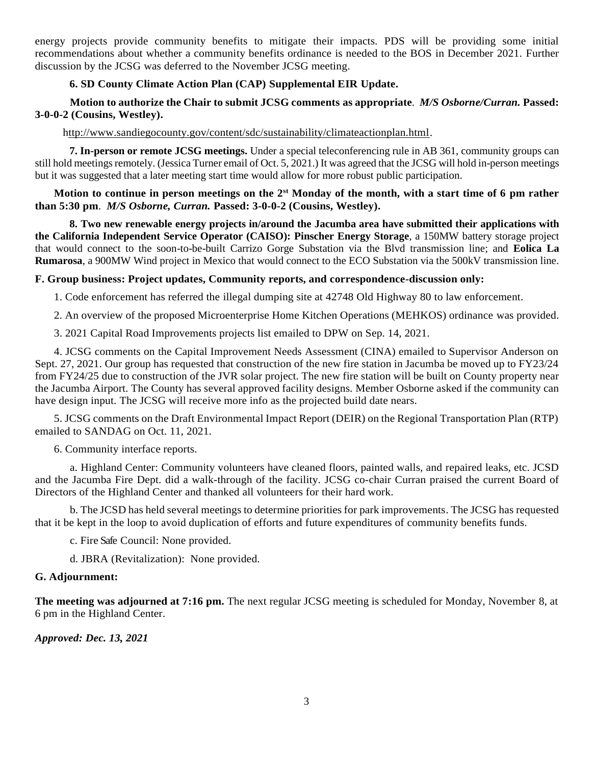energy projects provide community benefits to mitigate their impacts. PDS will be providing some initial recommendations about whether a community benefits ordinance is needed to the BOS in December 2021. Further discussion by the JCSG was deferred to the November JCSG meeting.

**6. SD County Climate Action Plan (CAP) Supplemental EIR Update.**

**Motion to authorize the Chair to submit JCSG comments as appropriate**. ***M/S Osborne/Curran.*** **Passed: 3-0-0-2 (Cousins, Westley).**

http://www.sandiegocounty.gov/content/sdc/sustainability/climateactionplan.html.

**7. In-person or remote JCSG meetings.** Under a special teleconferencing rule in AB 361, community groups can still hold meetings remotely. (Jessica Turner email of Oct. 5, 2021.) It was agreed that the JCSG will hold in-person meetings but it was suggested that a later meeting start time would allow for more robust public participation.

**Motion to continue in person meetings on the 2st Monday of the month, with a start time of 6 pm rather than 5:30 pm**. ***M/S Osborne, Curran.*** **Passed: 3-0-0-2 (Cousins, Westley).**

**8. Two new renewable energy projects in/around the Jacumba area have submitted their applications with the California Independent Service Operator (CAISO): Pinscher Energy Storage**, a 150MW battery storage project that would connect to the soon-to-be-built Carrizo Gorge Substation via the Blvd transmission line; and **Eolica La Rumarosa**, a 900MW Wind project in Mexico that would connect to the ECO Substation via the 500kV transmission line.

**F. Group business: Project updates, Community reports, and correspondence-discussion only:**

1. Code enforcement has referred the illegal dumping site at 42748 Old Highway 80 to law enforcement.

2. An overview of the proposed Microenterprise Home Kitchen Operations (MEHKOS) ordinance was provided.

3. 2021 Capital Road Improvements projects list emailed to DPW on Sep. 14, 2021.

4. JCSG comments on the Capital Improvement Needs Assessment (CINA) emailed to Supervisor Anderson on Sept. 27, 2021. Our group has requested that construction of the new fire station in Jacumba be moved up to FY23/24 from FY24/25 due to construction of the JVR solar project. The new fire station will be built on County property near the Jacumba Airport. The County has several approved facility designs. Member Osborne asked if the community can have design input. The JCSG will receive more info as the projected build date nears.

5. JCSG comments on the Draft Environmental Impact Report (DEIR) on the Regional Transportation Plan (RTP) emailed to SANDAG on Oct. 11, 2021.

6. Community interface reports.

a. Highland Center: Community volunteers have cleaned floors, painted walls, and repaired leaks, etc. JCSD and the Jacumba Fire Dept. did a walk-through of the facility. JCSG co-chair Curran praised the current Board of Directors of the Highland Center and thanked all volunteers for their hard work.

b. The JCSD has held several meetings to determine priorities for park improvements. The JCSG has requested that it be kept in the loop to avoid duplication of efforts and future expenditures of community benefits funds.

c. Fire Safe Council: None provided.

d. JBRA (Revitalization): None provided.

**G. Adjournment:**

**The meeting was adjourned at 7:16 pm.** The next regular JCSG meeting is scheduled for Monday, November 8, at 6 pm in the Highland Center.

***Approved: Dec. 13, 2021***